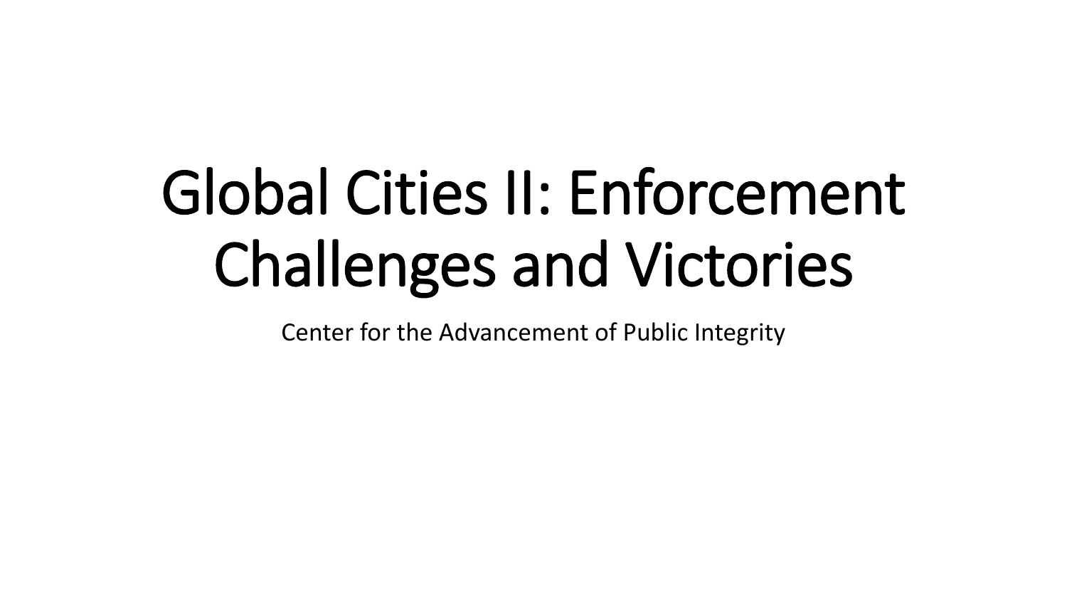# Global Cities II: Enforcement Challenges and Victories

Center for the Advancement of Public Integrity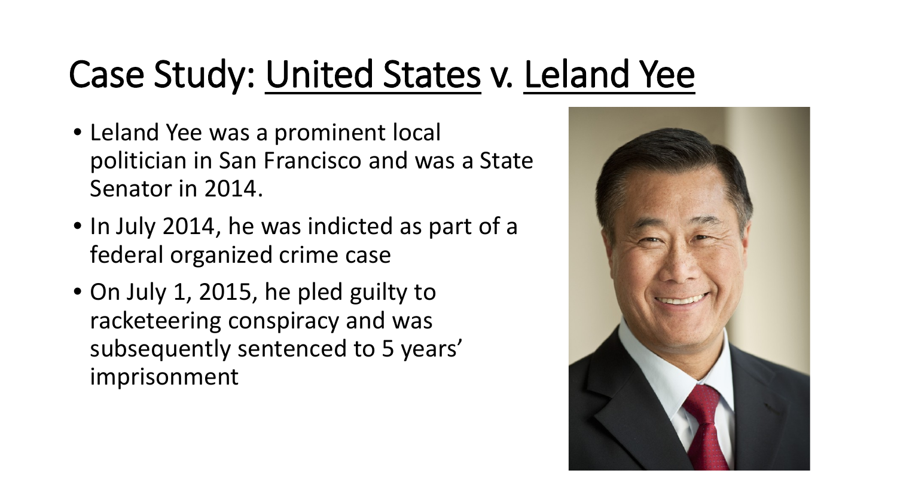# Case Study: United States v. Leland Yee

- Leland Yee was a prominent local politician in San Francisco and was a State Senator in 2014.
- In July 2014, he was indicted as part of a federal organized crime case
- On July 1, 2015, he pled guilty to racketeering conspiracy and was subsequently sentenced to 5 years' imprisonment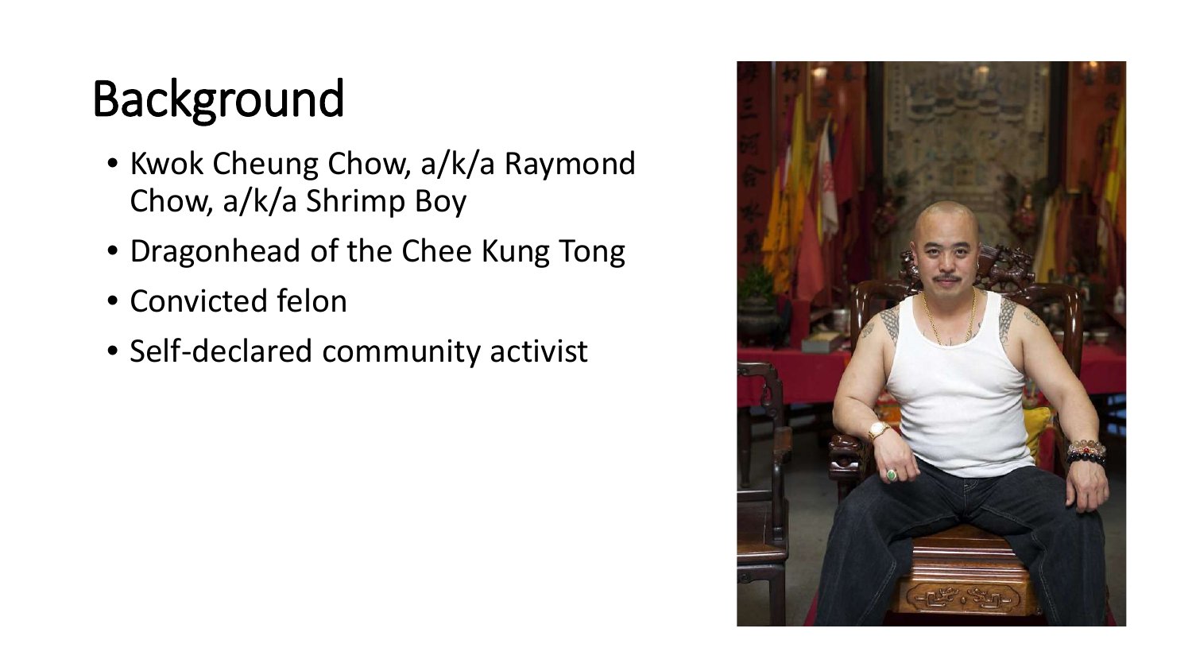# Background

- Kwok Cheung Chow, a/k/a Raymond Chow, a/k/a Shrimp Boy
- Dragonhead of the Chee Kung Tong
- Convicted felon
- Self-declared community activist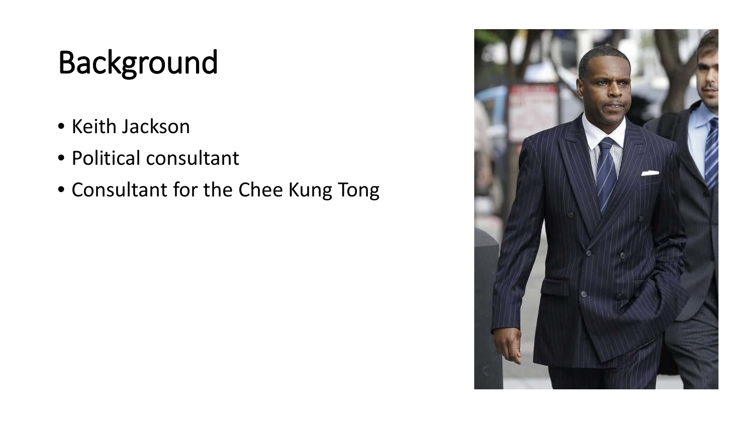# Background

- Keith Jackson
- Political consultant
- Consultant for the Chee Kung Tong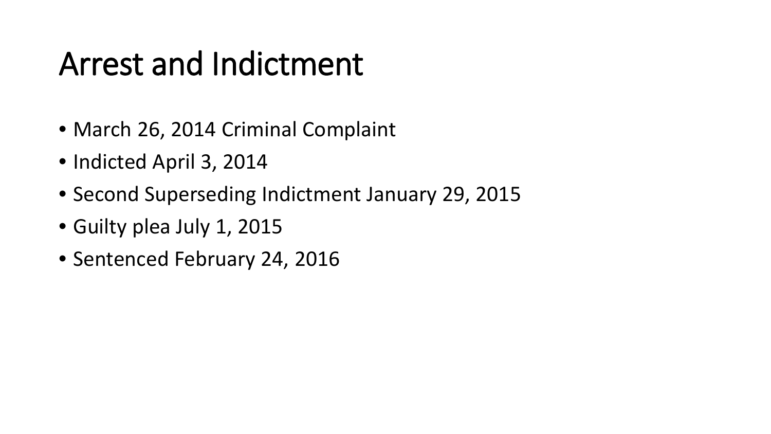# Arrest and Indictment

- March 26, 2014 Criminal Complaint
- Indicted April 3, 2014
- Second Superseding Indictment January 29, 2015
- Guilty plea July 1, 2015
- Sentenced February 24, 2016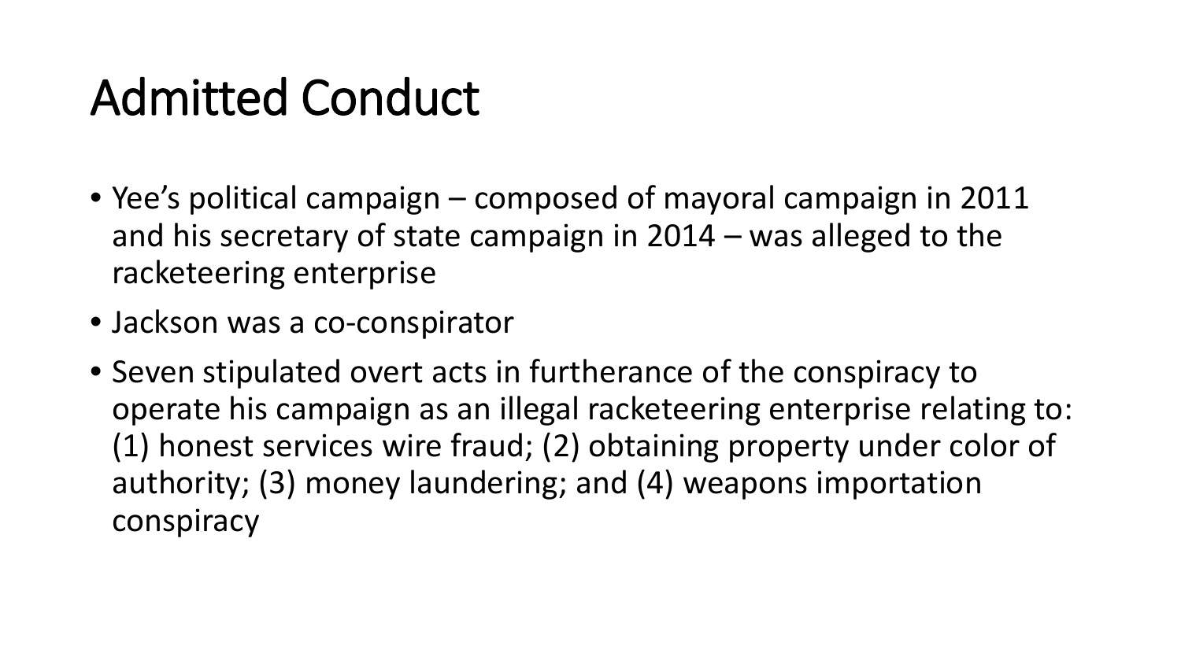# Admitted Conduct

- Yee's political campaign – composed of mayoral campaign in 2011 and his secretary of state campaign in 2014 – was alleged to the racketeering enterprise
- Jackson was a co-conspirator
- Seven stipulated overt acts in furtherance of the conspiracy to operate his campaign as an illegal racketeering enterprise relating to: (1) honest services wire fraud; (2) obtaining property under color of authority; (3) money laundering; and (4) weapons importation conspiracy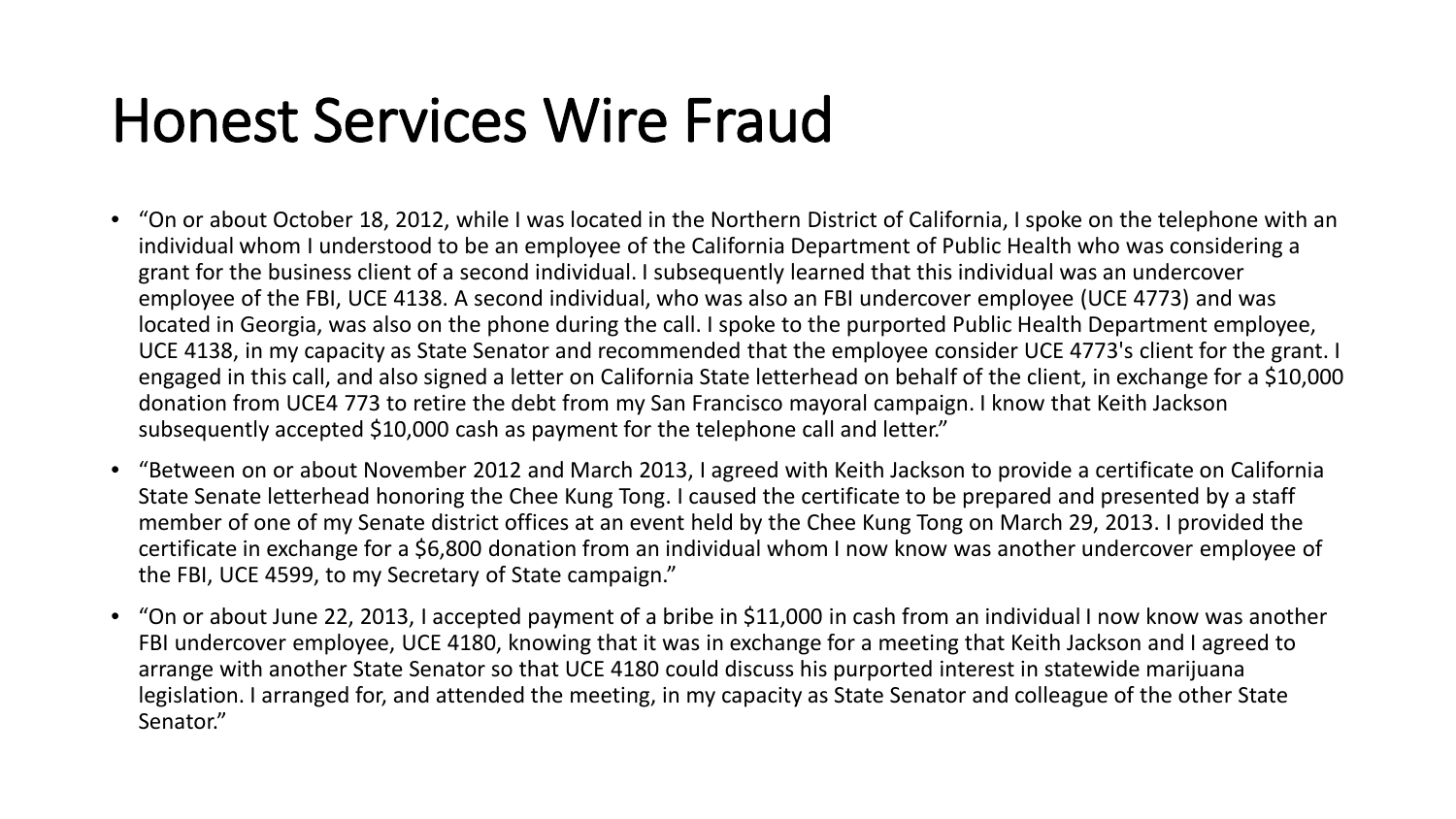# Honest Services Wire Fraud

- "On or about October 18, 2012, while I was located in the Northern District of California, I spoke on the telephone with an individual whom I understood to be an employee of the California Department of Public Health who was considering a grant for the business client of a second individual. I subsequently learned that this individual was an undercover employee of the FBI, UCE 4138. A second individual, who was also an FBI undercover employee (UCE 4773) and was located in Georgia, was also on the phone during the call. I spoke to the purported Public Health Department employee, UCE 4138, in my capacity as State Senator and recommended that the employee consider UCE 4773's client for the grant. I engaged in this call, and also signed a letter on California State letterhead on behalf of the client, in exchange for a $10,000 donation from UCE4 773 to retire the debt from my San Francisco mayoral campaign. I know that Keith Jackson subsequently accepted $10,000 cash as payment for the telephone call and letter."
- "Between on or about November 2012 and March 2013, I agreed with Keith Jackson to provide a certificate on California State Senate letterhead honoring the Chee Kung Tong. I caused the certificate to be prepared and presented by a staff member of one of my Senate district offices at an event held by the Chee Kung Tong on March 29, 2013. I provided the certificate in exchange for a $6,800 donation from an individual whom I now know was another undercover employee of the FBI, UCE 4599, to my Secretary of State campaign."
- "On or about June 22, 2013, I accepted payment of a bribe in $11,000 in cash from an individual I now know was another FBI undercover employee, UCE 4180, knowing that it was in exchange for a meeting that Keith Jackson and I agreed to arrange with another State Senator so that UCE 4180 could discuss his purported interest in statewide marijuana legislation. I arranged for, and attended the meeting, in my capacity as State Senator and colleague of the other State Senator."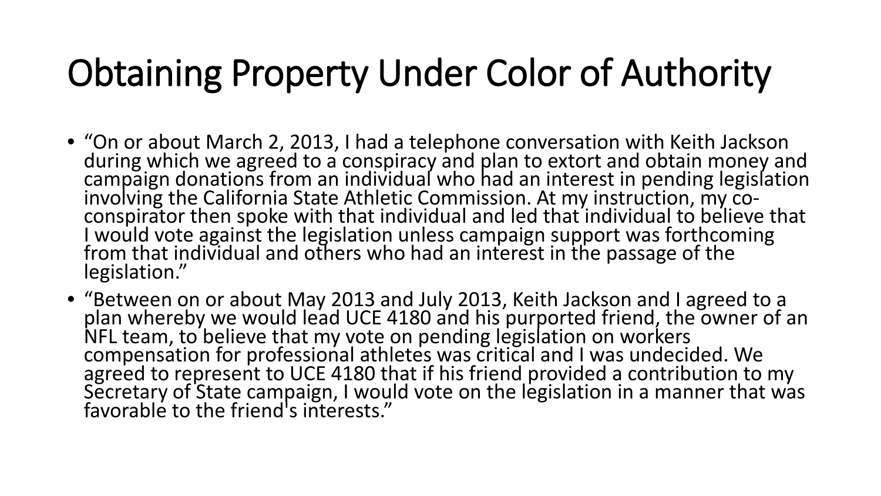# Obtaining Property Under Color of Authority

- "On or about March 2, 2013, I had a telephone conversation with Keith Jackson during which we agreed to a conspiracy and plan to extort and obtain money and campaign donations from an individual who had an interest in pending legislation involving the California State Athletic Commission. At my instruction, my co-conspirator then spoke with that individual and led that individual to believe that I would vote against the legislation unless campaign support was forthcoming from that individual and others who had an interest in the passage of the legislation."
- "Between on or about May 2013 and July 2013, Keith Jackson and I agreed to a plan whereby we would lead UCE 4180 and his purported friend, the owner of an NFL team, to believe that my vote on pending legislation on workers compensation for professional athletes was critical and I was undecided. We agreed to represent to UCE 4180 that if his friend provided a contribution to my Secretary of State campaign, I would vote on the legislation in a manner that was favorable to the friend's interests."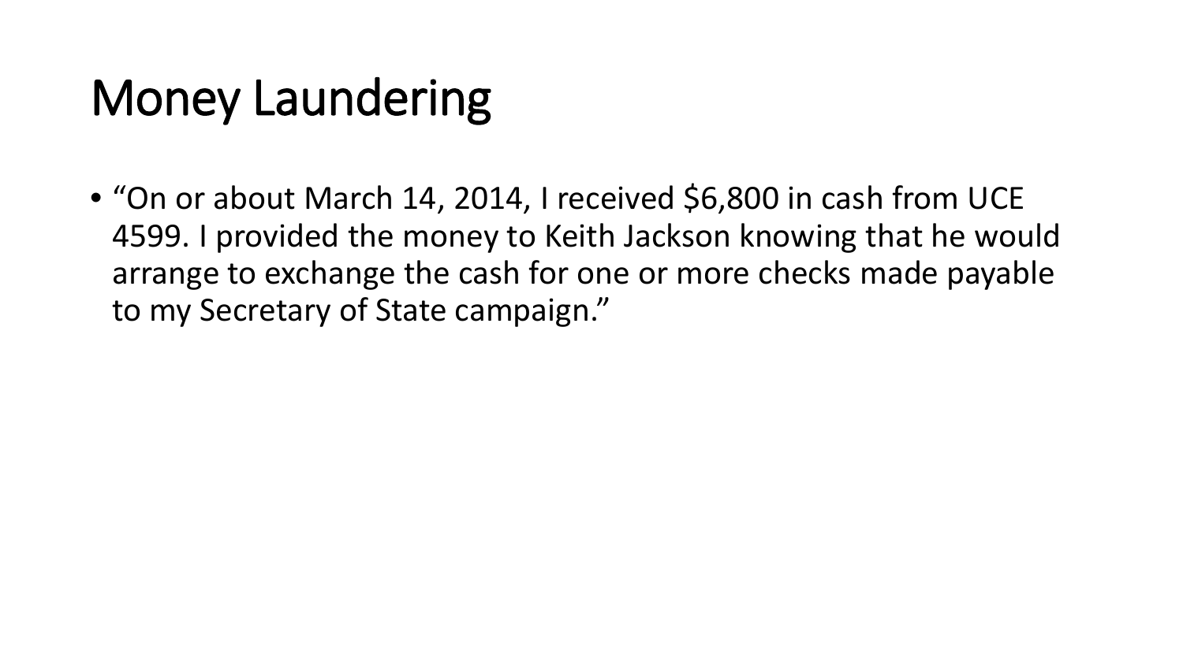# Money Laundering

- "On or about March 14, 2014, I received $6,800 in cash from UCE 4599. I provided the money to Keith Jackson knowing that he would arrange to exchange the cash for one or more checks made payable to my Secretary of State campaign."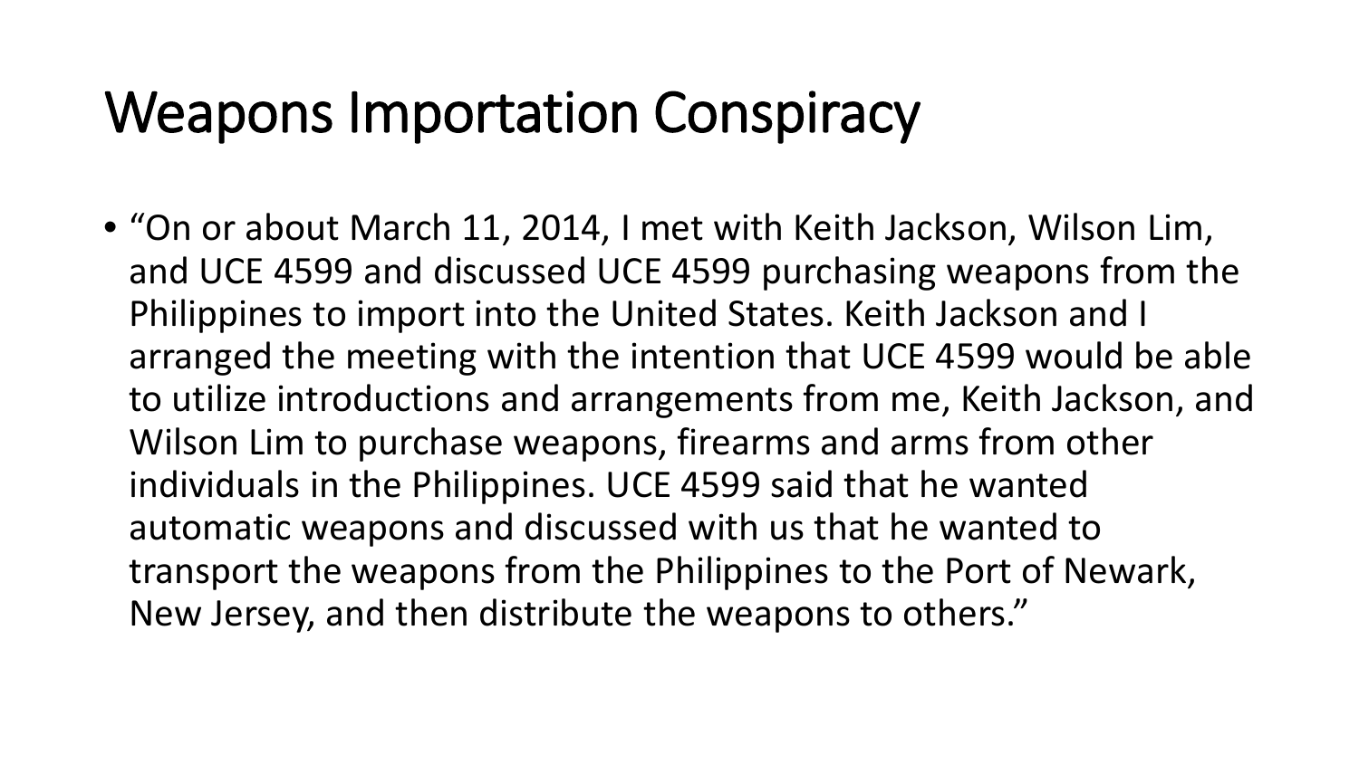# Weapons Importation Conspiracy

- "On or about March 11, 2014, I met with Keith Jackson, Wilson Lim, and UCE 4599 and discussed UCE 4599 purchasing weapons from the Philippines to import into the United States. Keith Jackson and I arranged the meeting with the intention that UCE 4599 would be able to utilize introductions and arrangements from me, Keith Jackson, and Wilson Lim to purchase weapons, firearms and arms from other individuals in the Philippines. UCE 4599 said that he wanted automatic weapons and discussed with us that he wanted to transport the weapons from the Philippines to the Port of Newark, New Jersey, and then distribute the weapons to others."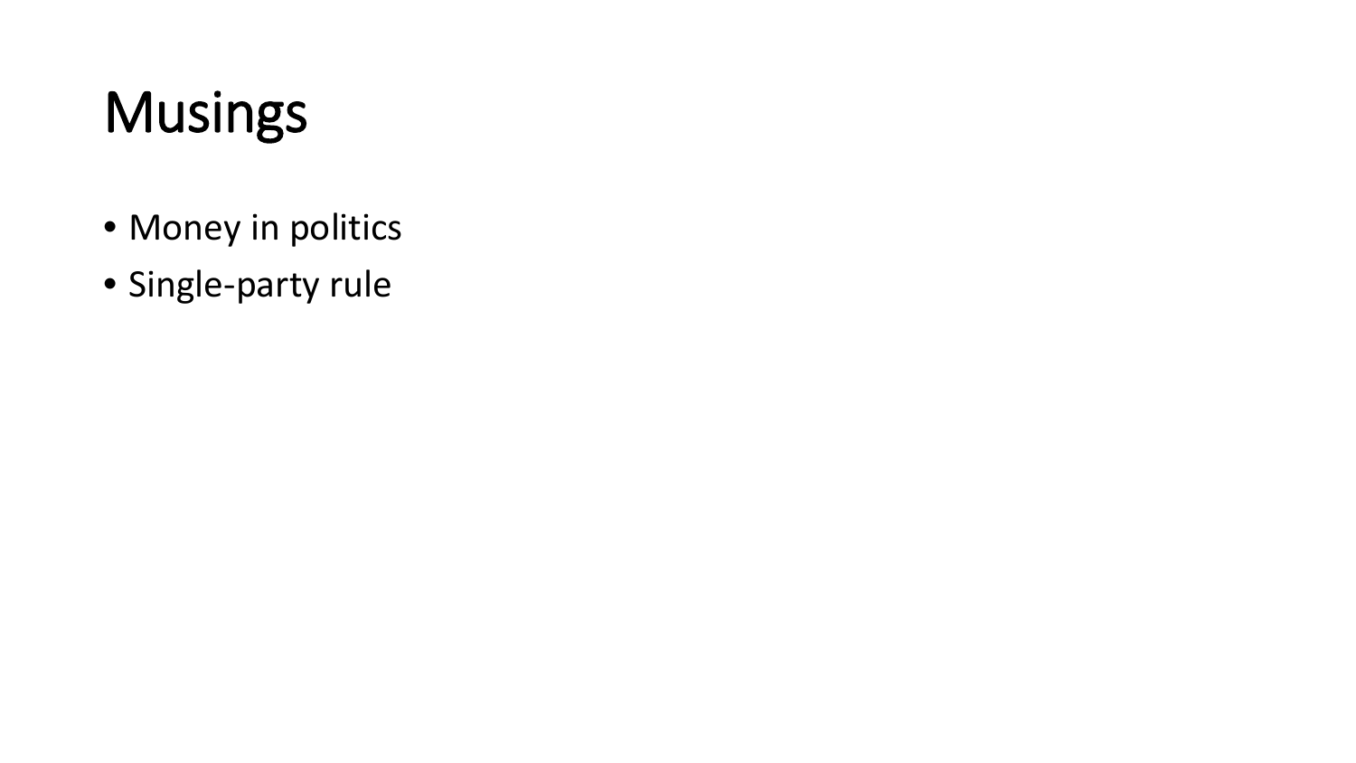# Musings

- Money in politics
- Single-party rule